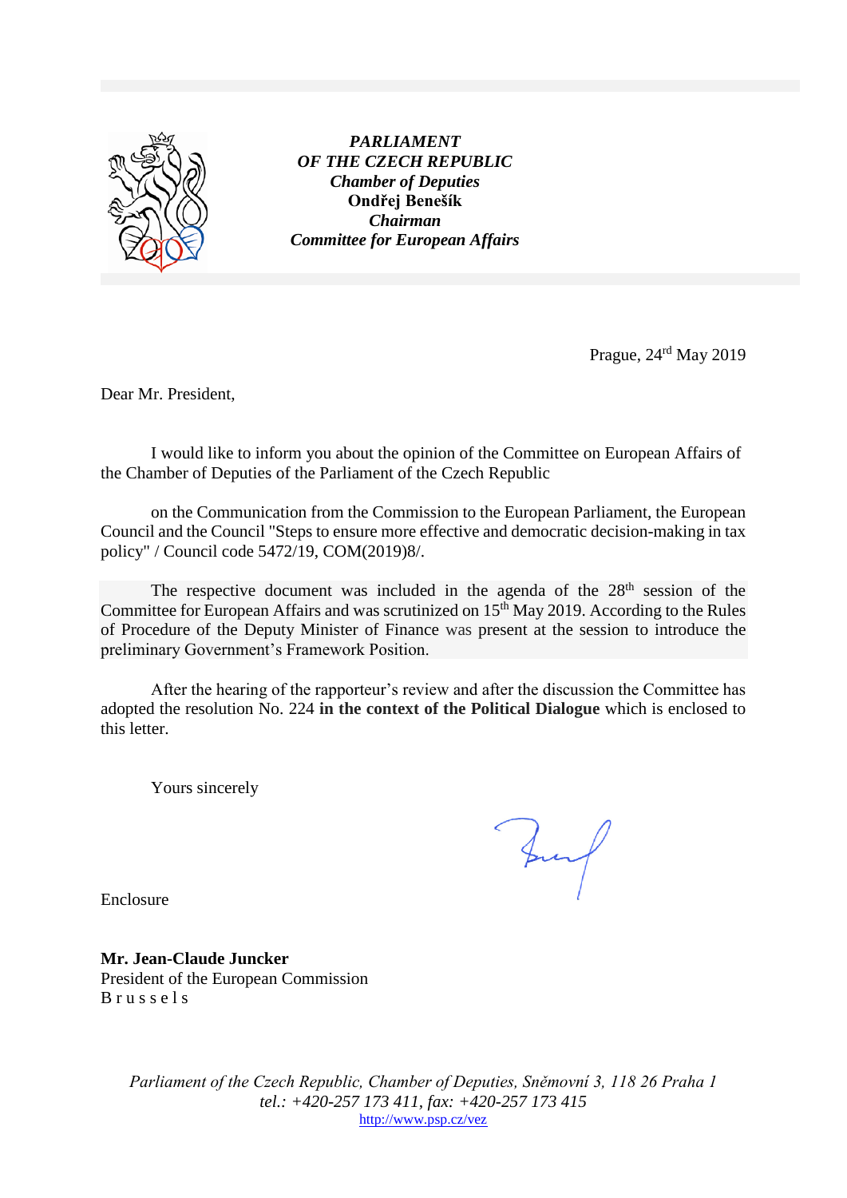***PARLIAMENT***
***OF THE CZECH REPUBLIC***
***Chamber of Deputies***
**Ondřej Benešík**
***Chairman***
***Committee for European Affairs***

Prague, 24rd May 2019

Dear Mr. President,

I would like to inform you about the opinion of the Committee on European Affairs of the Chamber of Deputies of the Parliament of the Czech Republic

on the Communication from the Commission to the European Parliament, the European Council and the Council "Steps to ensure more effective and democratic decision-making in tax policy" / Council code 5472/19, COM(2019)8/.

The respective document was included in the agenda of the 28th session of the Committee for European Affairs and was scrutinized on 15th May 2019. According to the Rules of Procedure of the Deputy Minister of Finance was present at the session to introduce the preliminary Government's Framework Position.

After the hearing of the rapporteur's review and after the discussion the Committee has adopted the resolution No. 224 **in the context of the Political Dialogue** which is enclosed to this letter.

Yours sincerely

Enclosure

**Mr. Jean-Claude Juncker**
President of the European Commission
B r u s s e l s

*Parliament of the Czech Republic, Chamber of Deputies, Sněmovní 3, 118 26 Praha 1*
*tel.: +420-257 173 411, fax: +420-257 173 415*
http://www.psp.cz/vez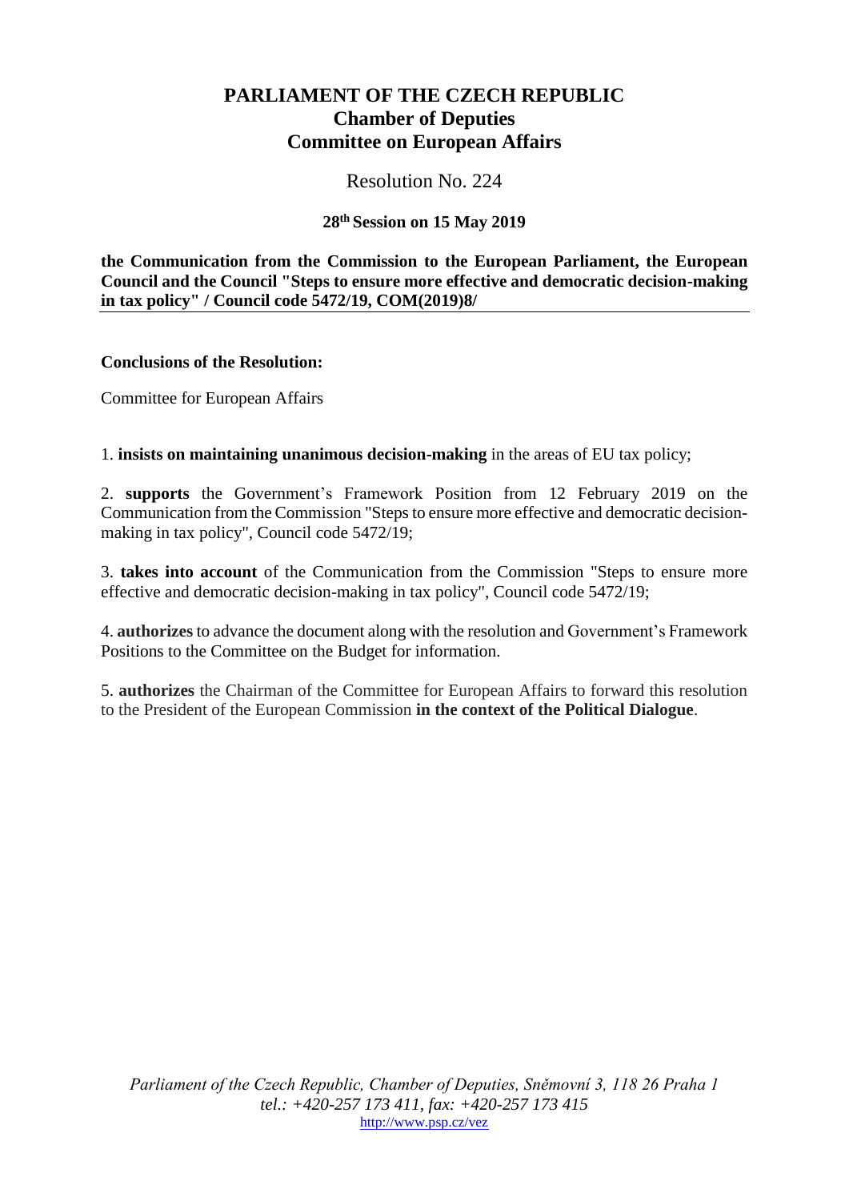# PARLIAMENT OF THE CZECH REPUBLIC
## Chamber of Deputies
## Committee on European Affairs

Resolution No. 224

**28th Session on 15 May 2019**

**the Communication from the Commission to the European Parliament, the European Council and the Council "Steps to ensure more effective and democratic decision-making in tax policy" / Council code 5472/19, COM(2019)8/**

---

**Conclusions of the Resolution:**

Committee for European Affairs

1. **insists on maintaining unanimous decision-making** in the areas of EU tax policy;

2. **supports** the Government's Framework Position from 12 February 2019 on the Communication from the Commission "Steps to ensure more effective and democratic decision-making in tax policy", Council code 5472/19;

3. **takes into account** of the Communication from the Commission "Steps to ensure more effective and democratic decision-making in tax policy", Council code 5472/19;

4. **authorizes** to advance the document along with the resolution and Government's Framework Positions to the Committee on the Budget for information.

5. **authorizes** the Chairman of the Committee for European Affairs to forward this resolution to the President of the European Commission **in the context of the Political Dialogue**.

*Parliament of the Czech Republic, Chamber of Deputies, Sněmovní 3, 118 26 Praha 1*
*tel.: +420-257 173 411, fax: +420-257 173 415*
http://www.psp.cz/vez